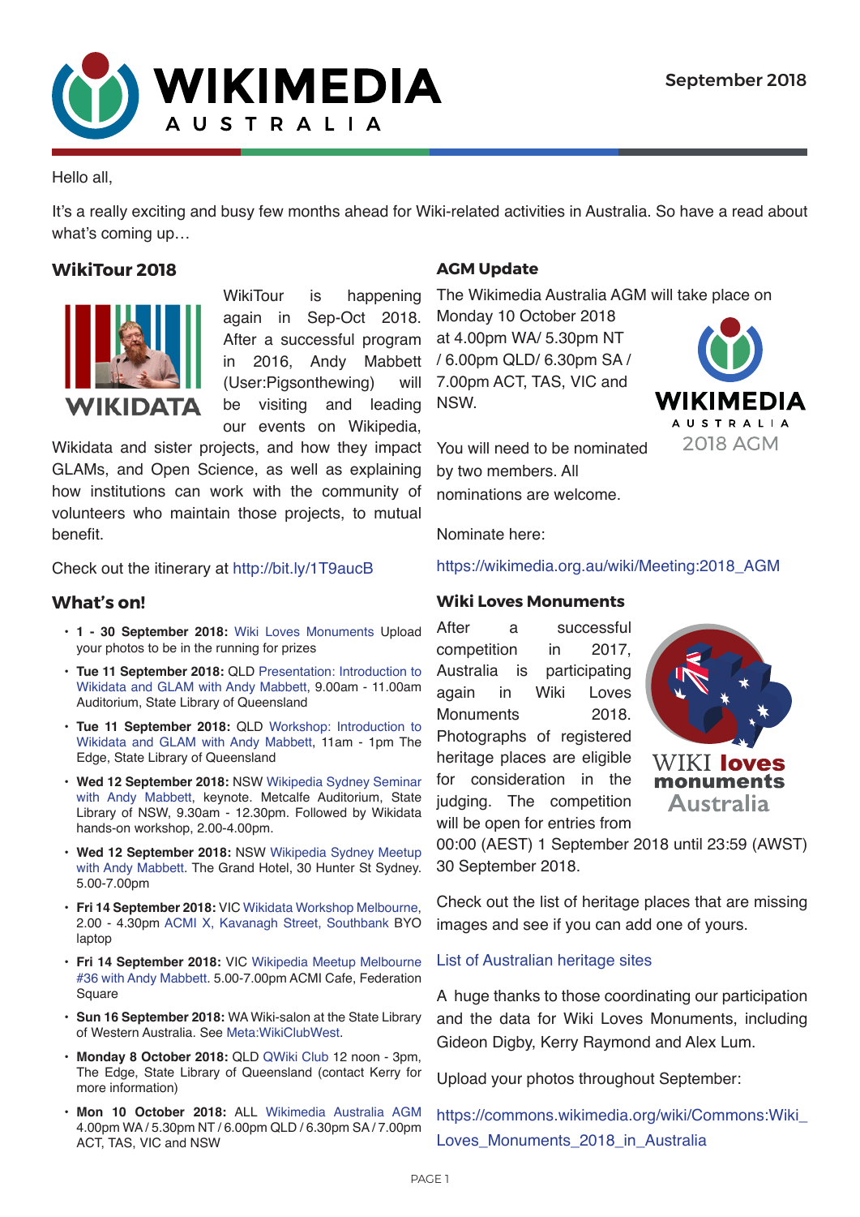# WIKIMEDIA AUSTRALIA

September 2018

Hello all,

It's a really exciting and busy few months ahead for Wiki-related activities in Australia. So have a read about what's coming up…

## WikiTour 2018

WikiTour is happening again in Sep-Oct 2018. After a successful program in 2016, Andy Mabbett (User:Pigsonthewing) will be visiting and leading our events on Wikipedia, Wikidata and sister projects, and how they impact GLAMs, and Open Science, as well as explaining how institutions can work with the community of volunteers who maintain those projects, to mutual benefit.

Check out the itinerary at http://bit.ly/1T9aucB

## What's on!

- **1 - 30 September 2018:** Wiki Loves Monuments Upload your photos to be in the running for prizes
- **Tue 11 September 2018:** QLD Presentation: Introduction to Wikidata and GLAM with Andy Mabbett, 9.00am - 11.00am Auditorium, State Library of Queensland
- **Tue 11 September 2018:** QLD Workshop: Introduction to Wikidata and GLAM with Andy Mabbett, 11am - 1pm The Edge, State Library of Queensland
- **Wed 12 September 2018:** NSW Wikipedia Sydney Seminar with Andy Mabbett, keynote. Metcalfe Auditorium, State Library of NSW, 9.30am - 12.30pm. Followed by Wikidata hands-on workshop, 2.00-4.00pm.
- **Wed 12 September 2018:** NSW Wikipedia Sydney Meetup with Andy Mabbett. The Grand Hotel, 30 Hunter St Sydney. 5.00-7.00pm
- **Fri 14 September 2018:** VIC Wikidata Workshop Melbourne, 2.00 - 4.30pm ACMI X, Kavanagh Street, Southbank BYO laptop
- **Fri 14 September 2018:** VIC Wikipedia Meetup Melbourne #36 with Andy Mabbett. 5.00-7.00pm ACMI Cafe, Federation Square
- **Sun 16 September 2018:** WA Wiki-salon at the State Library of Western Australia. See Meta:WikiClubWest.
- **Monday 8 October 2018:** QLD QWiki Club 12 noon - 3pm, The Edge, State Library of Queensland (contact Kerry for more information)
- **Mon 10 October 2018:** ALL Wikimedia Australia AGM 4.00pm WA / 5.30pm NT / 6.00pm QLD / 6.30pm SA / 7.00pm ACT, TAS, VIC and NSW

## AGM Update

The Wikimedia Australia AGM will take place on Monday 10 October 2018 at 4.00pm WA/ 5.30pm NT / 6.00pm QLD/ 6.30pm SA / 7.00pm ACT, TAS, VIC and NSW.

WIKIMEDIA AUSTRALIA 2018 AGM

You will need to be nominated by two members. All nominations are welcome.

Nominate here:

https://wikimedia.org.au/wiki/Meeting:2018_AGM

## Wiki Loves Monuments

After a successful competition in 2017, Australia is participating again in Wiki Loves Monuments 2018. Photographs of registered heritage places are eligible for consideration in the judging. The competition will be open for entries from 00:00 (AEST) 1 September 2018 until 23:59 (AWST) 30 September 2018.

Check out the list of heritage places that are missing images and see if you can add one of yours.

List of Australian heritage sites

A huge thanks to those coordinating our participation and the data for Wiki Loves Monuments, including Gideon Digby, Kerry Raymond and Alex Lum.

Upload your photos throughout September:

https://commons.wikimedia.org/wiki/Commons:Wiki_Loves_Monuments_2018_in_Australia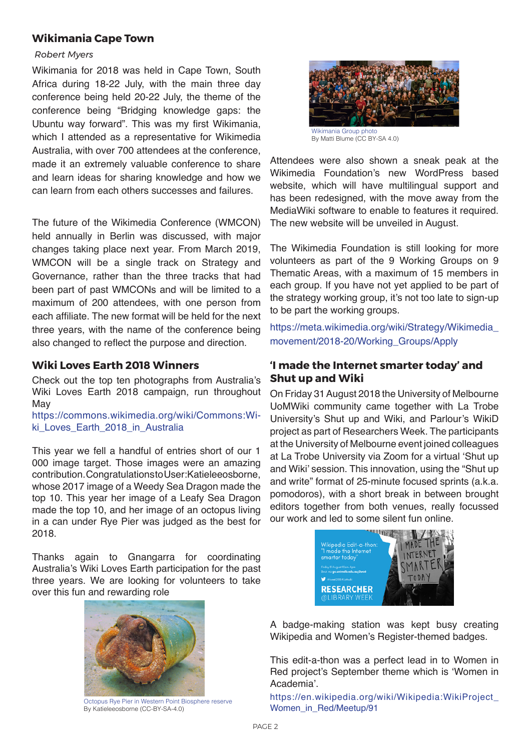## Wikimania Cape Town

*Robert Myers*

Wikimania for 2018 was held in Cape Town, South Africa during 18-22 July, with the main three day conference being held 20-22 July, the theme of the conference being "Bridging knowledge gaps: the Ubuntu way forward". This was my first Wikimania, which I attended as a representative for Wikimedia Australia, with over 700 attendees at the conference, made it an extremely valuable conference to share and learn ideas for sharing knowledge and how we can learn from each others successes and failures.

The future of the Wikimedia Conference (WMCON) held annually in Berlin was discussed, with major changes taking place next year. From March 2019, WMCON will be a single track on Strategy and Governance, rather than the three tracks that had been part of past WMCONs and will be limited to a maximum of 200 attendees, with one person from each affiliate. The new format will be held for the next three years, with the name of the conference being also changed to reflect the purpose and direction.

Wikimania Group photo
By Matti Blume (CC BY-SA 4.0)

Attendees were also shown a sneak peak at the Wikimedia Foundation's new WordPress based website, which will have multilingual support and has been redesigned, with the move away from the MediaWiki software to enable to features it required. The new website will be unveiled in August.

The Wikimedia Foundation is still looking for more volunteers as part of the 9 Working Groups on 9 Thematic Areas, with a maximum of 15 members in each group. If you have not yet applied to be part of the strategy working group, it's not too late to sign-up to be part the working groups.

https://meta.wikimedia.org/wiki/Strategy/Wikimedia_movement/2018-20/Working_Groups/Apply

## Wiki Loves Earth 2018 Winners

Check out the top ten photographs from Australia's Wiki Loves Earth 2018 campaign, run throughout May
https://commons.wikimedia.org/wiki/Commons:Wiki_Loves_Earth_2018_in_Australia

This year we fell a handful of entries short of our 1 000 image target. Those images were an amazing contribution. Congratulations to User:Katieleeosborne, whose 2017 image of a Weedy Sea Dragon made the top 10. This year her image of a Leafy Sea Dragon made the top 10, and her image of an octopus living in a can under Rye Pier was judged as the best for 2018.

Thanks again to Gnangarra for coordinating Australia's Wiki Loves Earth participation for the past three years. We are looking for volunteers to take over this fun and rewarding role

Octopus Rye Pier in Western Point Biosphere reserve
By Katieleeosborne (CC-BY-SA-4.0)

## 'I made the Internet smarter today' and Shut up and Wiki

On Friday 31 August 2018 the University of Melbourne UoMWiki community came together with La Trobe University's Shut up and Wiki, and Parlour's WikiD project as part of Researchers Week. The participants at the University of Melbourne event joined colleagues at La Trobe University via Zoom for a virtual 'Shut up and Wiki' session. This innovation, using the "Shut up and write" format of 25-minute focused sprints (a.k.a. pomodoros), with a short break in between brought editors together from both venues, really focussed our work and led to some silent fun online.

A badge-making station was kept busy creating Wikipedia and Women's Register-themed badges.

This edit-a-thon was a perfect lead in to Women in Red project's September theme which is 'Women in Academia'.

https://en.wikipedia.org/wiki/Wikipedia:WikiProject_Women_in_Red/Meetup/91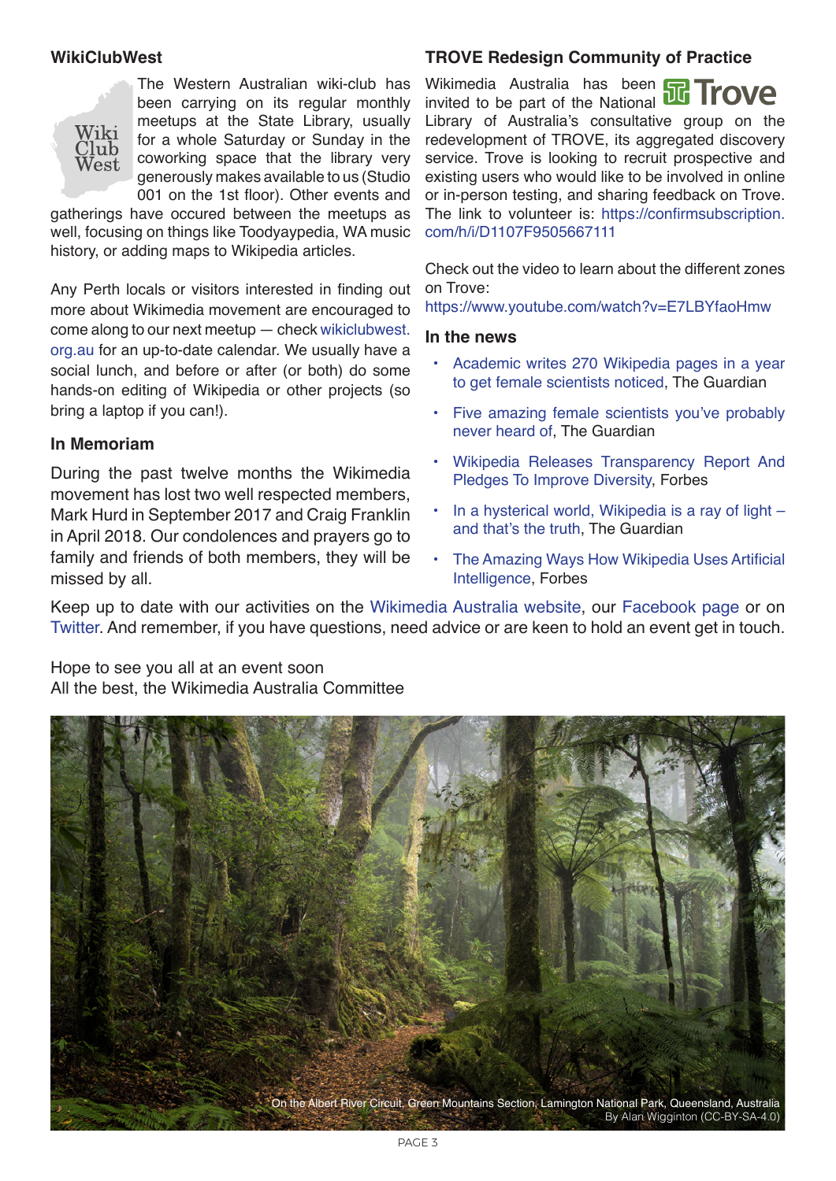## WikiClubWest

The Western Australian wiki-club has been carrying on its regular monthly meetups at the State Library, usually for a whole Saturday or Sunday in the coworking space that the library very generously makes available to us (Studio 001 on the 1st floor). Other events and gatherings have occured between the meetups as well, focusing on things like Toodyaypedia, WA music history, or adding maps to Wikipedia articles.

Any Perth locals or visitors interested in finding out more about Wikimedia movement are encouraged to come along to our next meetup — check wikiclubwest.org.au for an up-to-date calendar. We usually have a social lunch, and before or after (or both) do some hands-on editing of Wikipedia or other projects (so bring a laptop if you can!).

## In Memoriam

During the past twelve months the Wikimedia movement has lost two well respected members, Mark Hurd in September 2017 and Craig Franklin in April 2018. Our condolences and prayers go to family and friends of both members, they will be missed by all.

## TROVE Redesign Community of Practice

Wikimedia Australia has been invited to be part of the National Library of Australia's consultative group on the redevelopment of TROVE, its aggregated discovery service. Trove is looking to recruit prospective and existing users who would like to be involved in online or in-person testing, and sharing feedback on Trove. The link to volunteer is: https://confirmsubscription.com/h/i/D1107F9505667111

Check out the video to learn about the different zones on Trove:
https://www.youtube.com/watch?v=E7LBYfaoHmw

## In the news

- Academic writes 270 Wikipedia pages in a year to get female scientists noticed, The Guardian
- Five amazing female scientists you've probably never heard of, The Guardian
- Wikipedia Releases Transparency Report And Pledges To Improve Diversity, Forbes
- In a hysterical world, Wikipedia is a ray of light – and that's the truth, The Guardian
- The Amazing Ways How Wikipedia Uses Artificial Intelligence, Forbes

Keep up to date with our activities on the Wikimedia Australia website, our Facebook page or on Twitter. And remember, if you have questions, need advice or are keen to hold an event get in touch.

Hope to see you all at an event soon
All the best, the Wikimedia Australia Committee

On the Albert River Circuit, Green Mountains Section, Lamington National Park, Queensland, Australia
By Alan Wigginton (CC-BY-SA-4.0)